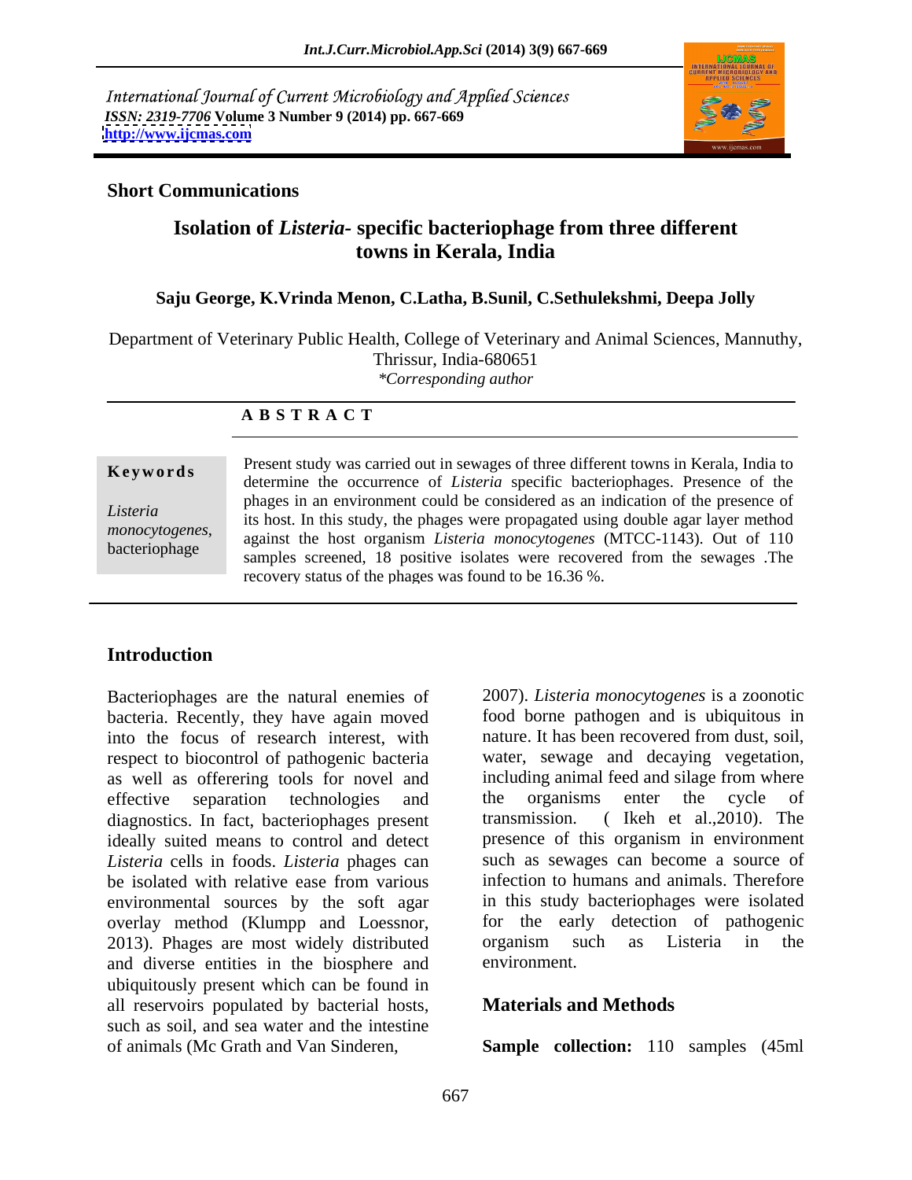International Journal of Current Microbiology and Applied Sciences
*ISSN: 2319-7706* **Volume 3 Number 9 (2014) pp. 667-669**
**http://www.ijcmas.com**

**Short Communications**

# Isolation of *Listeria*- specific bacteriophage from three different towns in Kerala, India

**Saju George, K.Vrinda Menon, C.Latha, B.Sunil, C.Sethulekshmi, Deepa Jolly**

Department of Veterinary Public Health, College of Veterinary and Animal Sciences, Mannuthy, Thrissur, India-680651
*\*Corresponding author*

## A B S T R A C T

**Keywords**

*Listeria monocytogenes*, bacteriophage

Present study was carried out in sewages of three different towns in Kerala, India to determine the occurrence of *Listeria* specific bacteriophages. Presence of the phages in an environment could be considered as an indication of the presence of its host. In this study, the phages were propagated using double agar layer method against the host organism *Listeria monocytogenes* (MTCC-1143). Out of 110 samples screened, 18 positive isolates were recovered from the sewages .The recovery status of the phages was found to be 16.36 %.

## Introduction

Bacteriophages are the natural enemies of bacteria. Recently, they have again moved into the focus of research interest, with respect to biocontrol of pathogenic bacteria as well as offerering tools for novel and effective separation technologies and diagnostics. In fact, bacteriophages present ideally suited means to control and detect *Listeria* cells in foods. *Listeria* phages can be isolated with relative ease from various environmental sources by the soft agar overlay method (Klumpp and Loessnor, 2013). Phages are most widely distributed and diverse entities in the biosphere and ubiquitously present which can be found in all reservoirs populated by bacterial hosts, such as soil, and sea water and the intestine of animals (Mc Grath and Van Sinderen, 2007). *Listeria monocytogenes* is a zoonotic food borne pathogen and is ubiquitous in nature. It has been recovered from dust, soil, water, sewage and decaying vegetation, including animal feed and silage from where the organisms enter the cycle of transmission. ( Ikeh et al.,2010). The presence of this organism in environment such as sewages can become a source of infection to humans and animals. Therefore in this study bacteriophages were isolated for the early detection of pathogenic organism such as Listeria in the environment.

## Materials and Methods

**Sample collection:** 110 samples (45ml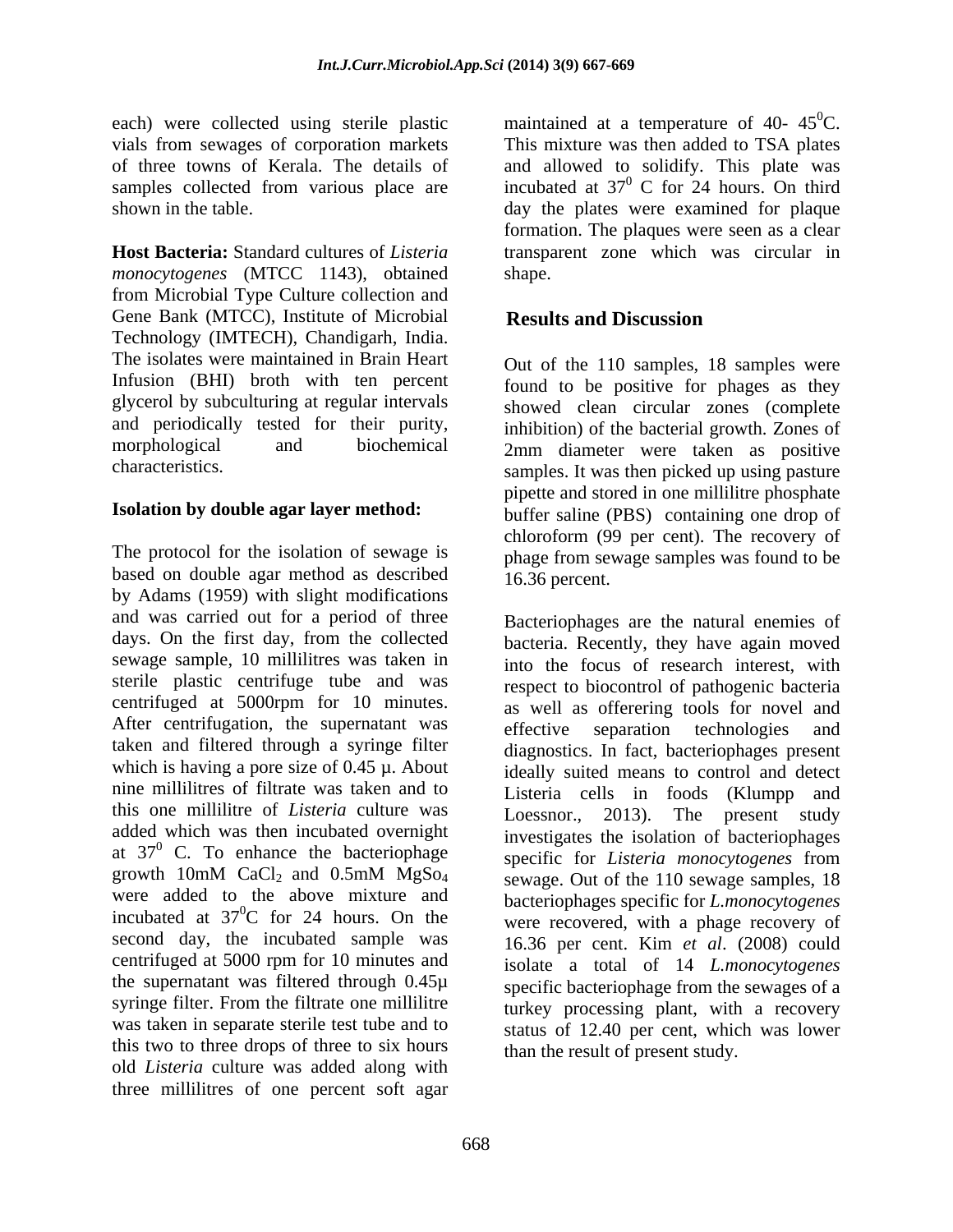each) were collected using sterile plastic vials from sewages of corporation markets of three towns of Kerala. The details of samples collected from various place are shown in the table.

**Host Bacteria:** Standard cultures of *Listeria monocytogenes* (MTCC 1143), obtained from Microbial Type Culture collection and Gene Bank (MTCC), Institute of Microbial Technology (IMTECH), Chandigarh, India. The isolates were maintained in Brain Heart Infusion (BHI) broth with ten percent glycerol by subculturing at regular intervals and periodically tested for their purity, morphological and biochemical characteristics.

**Isolation by double agar layer method:**

The protocol for the isolation of sewage is based on double agar method as described by Adams (1959) with slight modifications and was carried out for a period of three days. On the first day, from the collected sewage sample, 10 millilitres was taken in sterile plastic centrifuge tube and was centrifuged at 5000rpm for 10 minutes. After centrifugation, the supernatant was taken and filtered through a syringe filter which is having a pore size of 0.45 µ. About nine millilitres of filtrate was taken and to this one millilitre of *Listeria* culture was added which was then incubated overnight at $37^0$ C. To enhance the bacteriophage growth 10mM $CaCl_2$ and 0.5mM $MgSo_4$ were added to the above mixture and incubated at $37^0$C for 24 hours. On the second day, the incubated sample was centrifuged at 5000 rpm for 10 minutes and the supernatant was filtered through 0.45µ syringe filter. From the filtrate one millilitre was taken in separate sterile test tube and to this two to three drops of three to six hours old *Listeria* culture was added along with three millilitres of one percent soft agar maintained at a temperature of 40- $45^0$C. This mixture was then added to TSA plates and allowed to solidify. This plate was incubated at $37^0$ C for 24 hours. On third day the plates were examined for plaque formation. The plaques were seen as a clear transparent zone which was circular in shape.

## Results and Discussion

Out of the 110 samples, 18 samples were found to be positive for phages as they showed clean circular zones (complete inhibition) of the bacterial growth. Zones of 2mm diameter were taken as positive samples. It was then picked up using pasture pipette and stored in one millilitre phosphate buffer saline (PBS) containing one drop of chloroform (99 per cent). The recovery of phage from sewage samples was found to be 16.36 percent.

Bacteriophages are the natural enemies of bacteria. Recently, they have again moved into the focus of research interest, with respect to biocontrol of pathogenic bacteria as well as offerering tools for novel and effective separation technologies and diagnostics. In fact, bacteriophages present ideally suited means to control and detect Listeria cells in foods (Klumpp and Loessnor., 2013). The present study investigates the isolation of bacteriophages specific for *Listeria monocytogenes* from sewage. Out of the 110 sewage samples, 18 bacteriophages specific for *L.monocytogenes* were recovered, with a phage recovery of 16.36 per cent. Kim *et al*. (2008) could isolate a total of 14 *L.monocytogenes* specific bacteriophage from the sewages of a turkey processing plant, with a recovery status of 12.40 per cent, which was lower than the result of present study.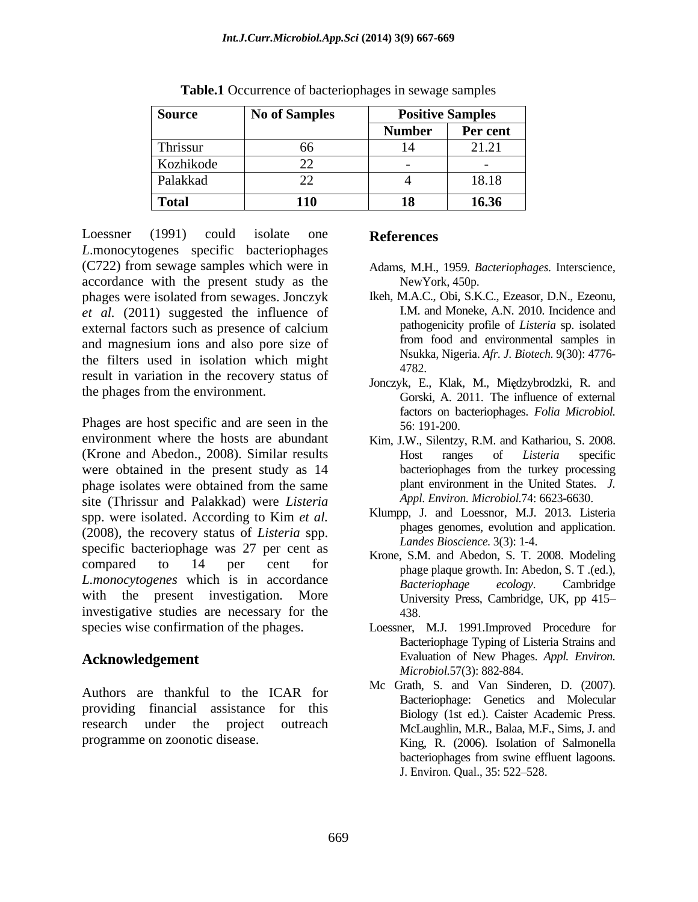**Table.1** Occurrence of bacteriophages in sewage samples

| Source | No of Samples | Positive Samples | |
|---|---|---|---|
| | | Number | Per cent |
| Thrissur | 66 | 14 | 21.21 |
| Kozhikode | 22 | - | - |
| Palakkad | 22 | 4 | 18.18 |
| **Total** | **110** | **18** | **16.36** |

Loessner (1991) could isolate one *L.*monocytogenes specific bacteriophages (C722) from sewage samples which were in accordance with the present study as the phages were isolated from sewages. Jonczyk *et al.* (2011) suggested the influence of external factors such as presence of calcium and magnesium ions and also pore size of the filters used in isolation which might result in variation in the recovery status of the phages from the environment.

Phages are host specific and are seen in the environment where the hosts are abundant (Krone and Abedon., 2008). Similar results were obtained in the present study as 14 phage isolates were obtained from the same site (Thrissur and Palakkad) were *Listeria* spp. were isolated. According to Kim *et al.* (2008), the recovery status of *Listeria* spp. specific bacteriophage was 27 per cent as compared to 14 per cent for *L.monocytogenes* which is in accordance with the present investigation. More investigative studies are necessary for the species wise confirmation of the phages.

## Acknowledgement

Authors are thankful to the ICAR for providing financial assistance for this research under the project outreach programme on zoonotic disease.

## References

Adams, M.H., 1959. *Bacteriophages.* Interscience, NewYork, 450p.

Ikeh, M.A.C., Obi, S.K.C., Ezeasor, D.N., Ezeonu, I.M. and Moneke, A.N. 2010. Incidence and pathogenicity profile of *Listeria* sp. isolated from food and environmental samples in Nsukka, Nigeria. *Afr. J. Biotech.* 9(30): 4776-4782.

Jonczyk, E., Klak, M., Międzybrodzki, R. and Gorski, A. 2011. The influence of external factors on bacteriophages. *Folia Microbiol.* 56: 191-200.

Kim, J.W., Silentzy, R.M. and Kathariou, S. 2008. Host ranges of *Listeria* specific bacteriophages from the turkey processing plant environment in the United States. *J. Appl. Environ. Microbiol.*74: 6623-6630.

Klumpp, J. and Loessnor, M.J. 2013. Listeria phages genomes, evolution and application. *Landes Bioscience.* 3(3): 1-4.

Krone, S.M. and Abedon, S. T. 2008. Modeling phage plaque growth. In: Abedon, S. T .(ed.), *Bacteriophage ecology*. Cambridge University Press, Cambridge, UK, pp 415–438.

Loessner, M.J. 1991.Improved Procedure for Bacteriophage Typing of Listeria Strains and Evaluation of New Phages. *Appl. Environ. Microbiol.*57(3): 882-884.

Mc Grath, S. and Van Sinderen, D. (2007). Bacteriophage: Genetics and Molecular Biology (1st ed.). Caister Academic Press.

McLaughlin, M.R., Balaa, M.F., Sims, J. and King, R. (2006). Isolation of Salmonella bacteriophages from swine effluent lagoons. J. Environ. Qual., 35: 522–528.